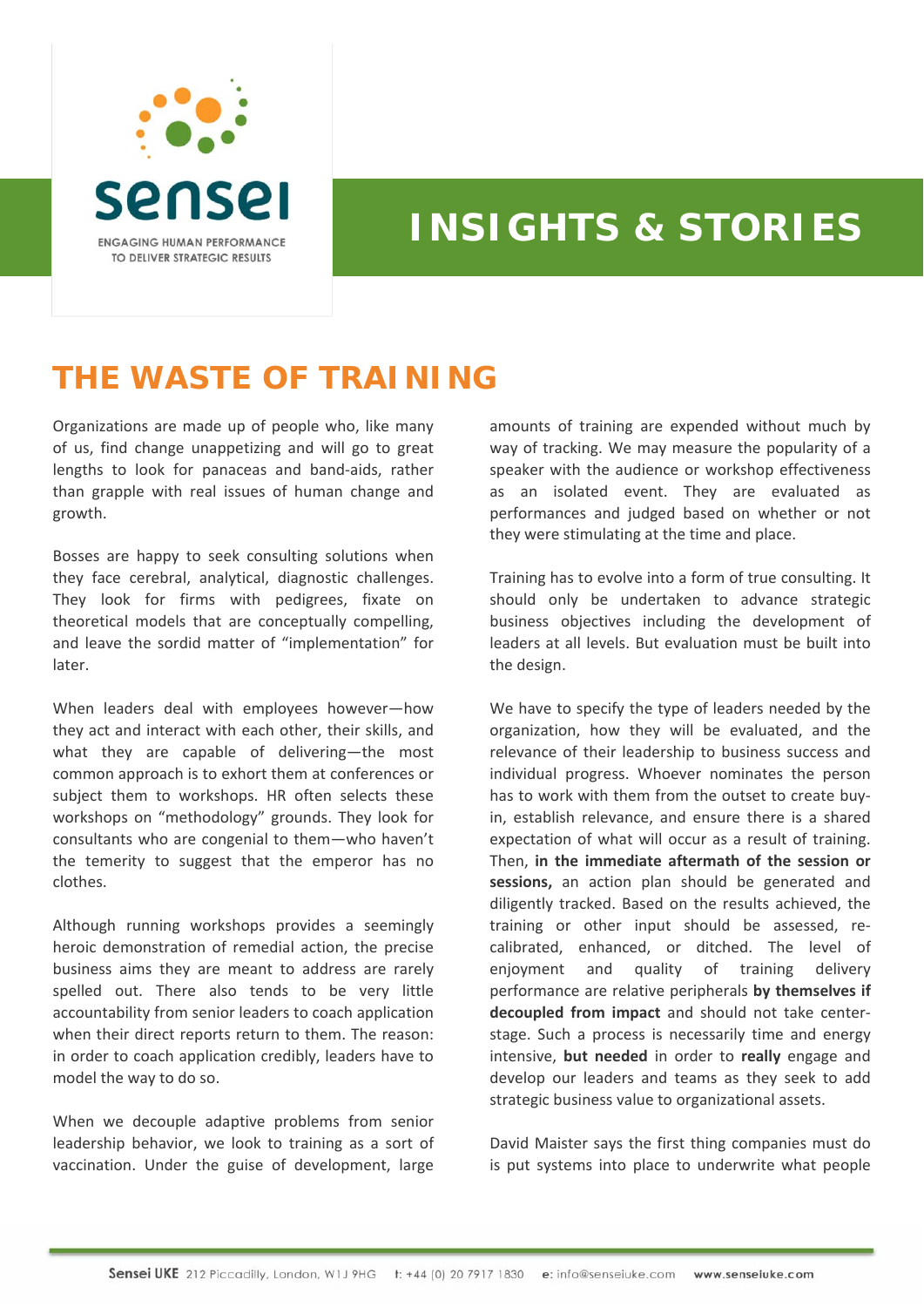sensei

ENGAGING HUMAN PERFORMANCE TO DELIVER STRATEGIC RESULTS

# INSIGHTS & STORIES

## THE WASTE OF TRAINING

Organizations are made up of people who, like many of us, find change unappetizing and will go to great lengths to look for panaceas and band-aids, rather than grapple with real issues of human change and growth.

Bosses are happy to seek consulting solutions when they face cerebral, analytical, diagnostic challenges. They look for firms with pedigrees, fixate on theoretical models that are conceptually compelling, and leave the sordid matter of "implementation" for later.

When leaders deal with employees however—how they act and interact with each other, their skills, and what they are capable of delivering—the most common approach is to exhort them at conferences or subject them to workshops. HR often selects these workshops on "methodology" grounds. They look for consultants who are congenial to them—who haven't the temerity to suggest that the emperor has no clothes.

Although running workshops provides a seemingly heroic demonstration of remedial action, the precise business aims they are meant to address are rarely spelled out. There also tends to be very little accountability from senior leaders to coach application when their direct reports return to them. The reason: in order to coach application credibly, leaders have to model the way to do so.

When we decouple adaptive problems from senior leadership behavior, we look to training as a sort of vaccination. Under the guise of development, large amounts of training are expended without much by way of tracking. We may measure the popularity of a speaker with the audience or workshop effectiveness as an isolated event. They are evaluated as performances and judged based on whether or not they were stimulating at the time and place.

Training has to evolve into a form of true consulting. It should only be undertaken to advance strategic business objectives including the development of leaders at all levels. But evaluation must be built into the design.

We have to specify the type of leaders needed by the organization, how they will be evaluated, and the relevance of their leadership to business success and individual progress. Whoever nominates the person has to work with them from the outset to create buy-in, establish relevance, and ensure there is a shared expectation of what will occur as a result of training. Then, **in the immediate aftermath of the session or sessions,** an action plan should be generated and diligently tracked. Based on the results achieved, the training or other input should be assessed, re-calibrated, enhanced, or ditched. The level of enjoyment and quality of training delivery performance are relative peripherals **by themselves if decoupled from impact** and should not take center-stage. Such a process is necessarily time and energy intensive, **but needed** in order to **really** engage and develop our leaders and teams as they seek to add strategic business value to organizational assets.

David Maister says the first thing companies must do is put systems into place to underwrite what people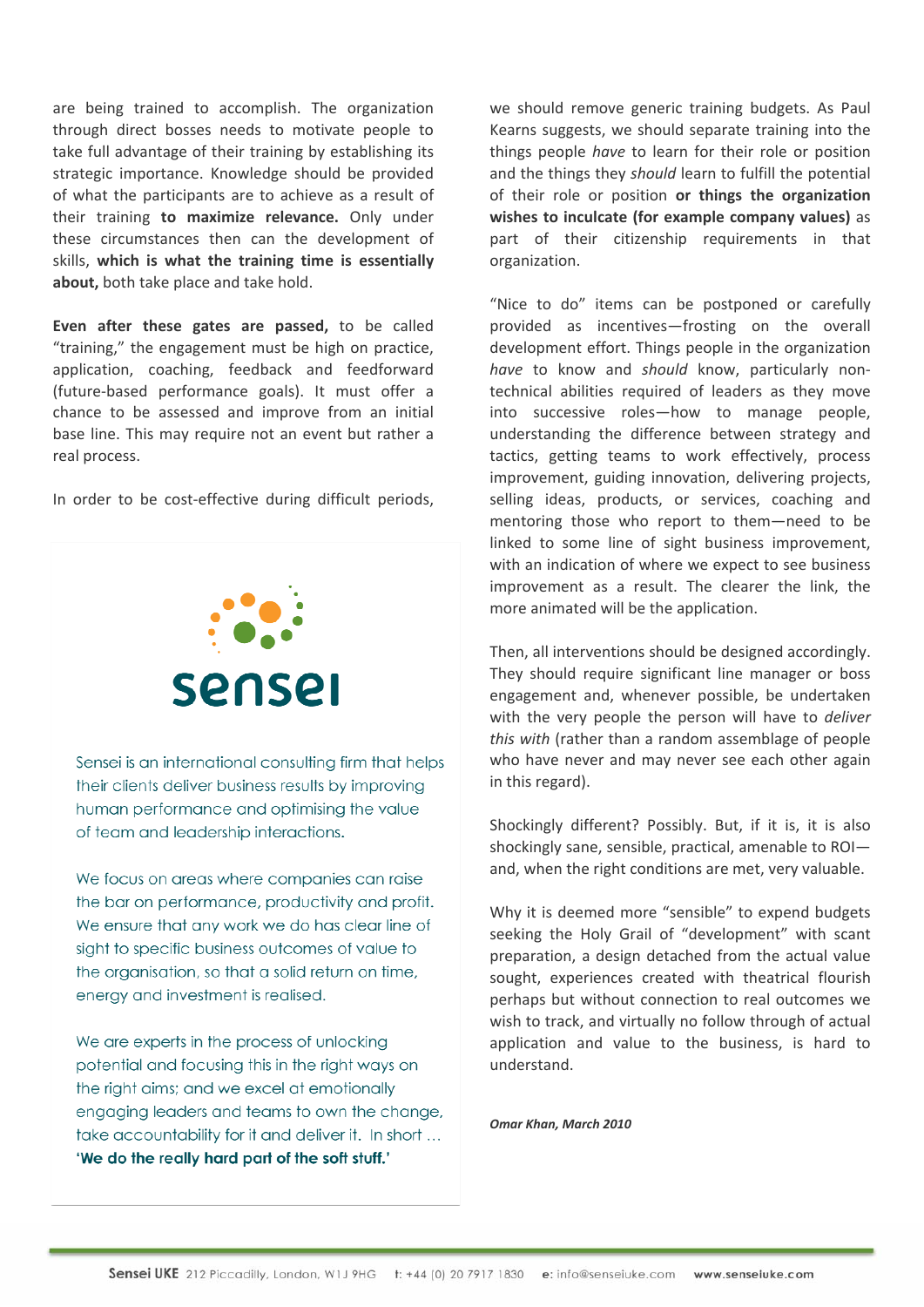are being trained to accomplish. The organization through direct bosses needs to motivate people to take full advantage of their training by establishing its strategic importance. Knowledge should be provided of what the participants are to achieve as a result of their training **to maximize relevance.** Only under these circumstances then can the development of skills, **which is what the training time is essentially about,** both take place and take hold.

**Even after these gates are passed,** to be called "training," the engagement must be high on practice, application, coaching, feedback and feedforward (future-based performance goals). It must offer a chance to be assessed and improve from an initial base line. This may require not an event but rather a real process.

In order to be cost-effective during difficult periods, we should remove generic training budgets. As Paul Kearns suggests, we should separate training into the things people *have* to learn for their role or position and the things they *should* learn to fulfill the potential of their role or position **or things the organization wishes to inculcate (for example company values)** as part of their citizenship requirements in that organization.

"Nice to do" items can be postponed or carefully provided as incentives—frosting on the overall development effort. Things people in the organization *have* to know and *should* know, particularly non-technical abilities required of leaders as they move into successive roles—how to manage people, understanding the difference between strategy and tactics, getting teams to work effectively, process improvement, guiding innovation, delivering projects, selling ideas, products, or services, coaching and mentoring those who report to them—need to be linked to some line of sight business improvement, with an indication of where we expect to see business improvement as a result. The clearer the link, the more animated will be the application.

Then, all interventions should be designed accordingly. They should require significant line manager or boss engagement and, whenever possible, be undertaken with the very people the person will have to *deliver this with* (rather than a random assemblage of people who have never and may never see each other again in this regard).

Shockingly different? Possibly. But, if it is, it is also shockingly sane, sensible, practical, amenable to ROI—and, when the right conditions are met, very valuable.

Why it is deemed more "sensible" to expend budgets seeking the Holy Grail of "development" with scant preparation, a design detached from the actual value sought, experiences created with theatrical flourish perhaps but without connection to real outcomes we wish to track, and virtually no follow through of actual application and value to the business, is hard to understand.

***Omar Khan, March 2010***

**sensei**

Sensei is an international consulting firm that helps their clients deliver business results by improving human performance and optimising the value of team and leadership interactions.

We focus on areas where companies can raise the bar on performance, productivity and profit. We ensure that any work we do has clear line of sight to specific business outcomes of value to the organisation, so that a solid return on time, energy and investment is realised.

We are experts in the process of unlocking potential and focusing this in the right ways on the right aims; and we excel at emotionally engaging leaders and teams to own the change, take accountability for it and deliver it. In short … **'We do the really hard part of the soft stuff.'**

**Sensei UKE** 212 Piccadilly, London, W1J 9HG **t:** +44 (0) 20 7917 1830 **e:** info@senseiuke.com **www.senseiuke.com**